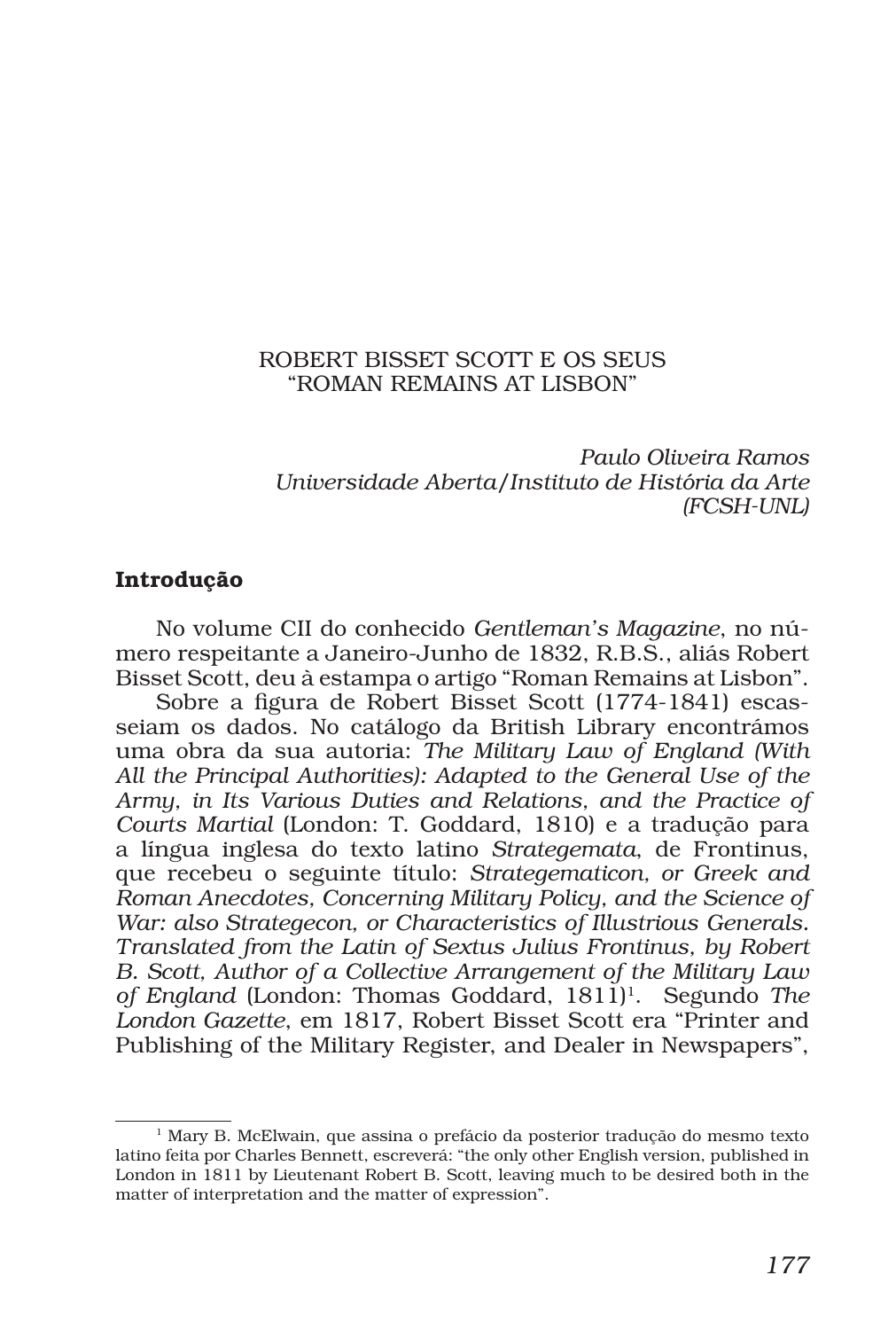# ROBERT BISSET SCOTT E OS SEUS "ROMAN REMAINS AT LISBON"

*Paulo Oliveira Ramos*
*Universidade Aberta/Instituto de História da Arte (FCSH-UNL)*

## Introdução

No volume CII do conhecido *Gentleman's Magazine*, no número respeitante a Janeiro-Junho de 1832, R.B.S., aliás Robert Bisset Scott, deu à estampa o artigo "Roman Remains at Lisbon".

Sobre a figura de Robert Bisset Scott (1774-1841) escasseiam os dados. No catálogo da British Library encontrámos uma obra da sua autoria: *The Military Law of England (With All the Principal Authorities): Adapted to the General Use of the Army, in Its Various Duties and Relations, and the Practice of Courts Martial* (London: T. Goddard, 1810) e a tradução para a língua inglesa do texto latino *Strategemata*, de Frontinus, que recebeu o seguinte título: *Strategematicon, or Greek and Roman Anecdotes, Concerning Military Policy, and the Science of War: also Strategecon, or Characteristics of Illustrious Generals. Translated from the Latin of Sextus Julius Frontinus, by Robert B. Scott, Author of a Collective Arrangement of the Military Law of England* (London: Thomas Goddard, 1811)[1]. Segundo *The London Gazette*, em 1817, Robert Bisset Scott era "Printer and Publishing of the Military Register, and Dealer in Newspapers",

---

[1] Mary B. McElwain, que assina o prefácio da posterior tradução do mesmo texto latino feita por Charles Bennett, escreverá: "the only other English version, published in London in 1811 by Lieutenant Robert B. Scott, leaving much to be desired both in the matter of interpretation and the matter of expression".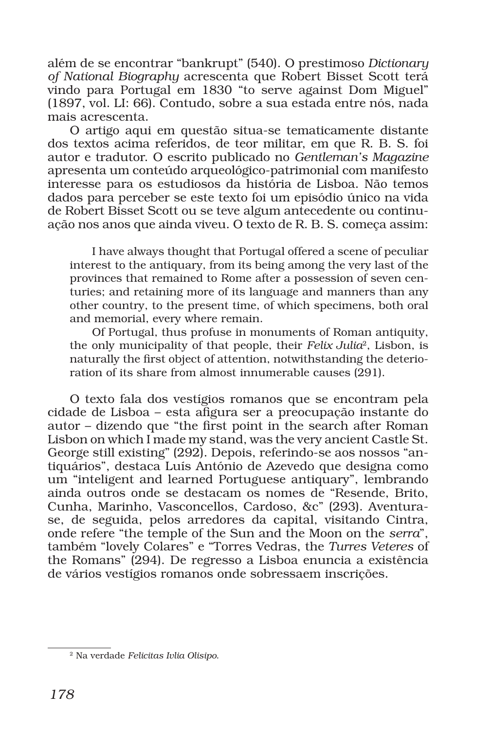além de se encontrar "bankrupt" (540). O prestimoso *Dictionary of National Biography* acrescenta que Robert Bisset Scott terá vindo para Portugal em 1830 "to serve against Dom Miguel" (1897, vol. LI: 66). Contudo, sobre a sua estada entre nós, nada mais acrescenta.

O artigo aqui em questão situa-se tematicamente distante dos textos acima referidos, de teor militar, em que R. B. S. foi autor e tradutor. O escrito publicado no *Gentleman's Magazine* apresenta um conteúdo arqueológico-patrimonial com manifesto interesse para os estudiosos da história de Lisboa. Não temos dados para perceber se este texto foi um episódio único na vida de Robert Bisset Scott ou se teve algum antecedente ou continuação nos anos que ainda viveu. O texto de R. B. S. começa assim:

> I have always thought that Portugal offered a scene of peculiar interest to the antiquary, from its being among the very last of the provinces that remained to Rome after a possession of seven centuries; and retaining more of its language and manners than any other country, to the present time, of which specimens, both oral and memorial, every where remain.
>
> Of Portugal, thus profuse in monuments of Roman antiquity, the only municipality of that people, their *Felix Julia*[2], Lisbon, is naturally the first object of attention, notwithstanding the deterioration of its share from almost innumerable causes (291).

O texto fala dos vestígios romanos que se encontram pela cidade de Lisboa – esta afigura ser a preocupação instante do autor – dizendo que "the first point in the search after Roman Lisbon on which I made my stand, was the very ancient Castle St. George still existing" (292). Depois, referindo-se aos nossos "antiquários", destaca Luís António de Azevedo que designa como um "inteligent and learned Portuguese antiquary", lembrando ainda outros onde se destacam os nomes de "Resende, Brito, Cunha, Marinho, Vasconcellos, Cardoso, &c" (293). Aventura-se, de seguida, pelos arredores da capital, visitando Cintra, onde refere "the temple of the Sun and the Moon on the *serra*", também "lovely Colares" e "Torres Vedras, the *Turres Veteres* of the Romans" (294). De regresso a Lisboa enuncia a existência de vários vestígios romanos onde sobressaem inscrições.

---

[2] Na verdade *Felicitas Ivlia Olisipo*.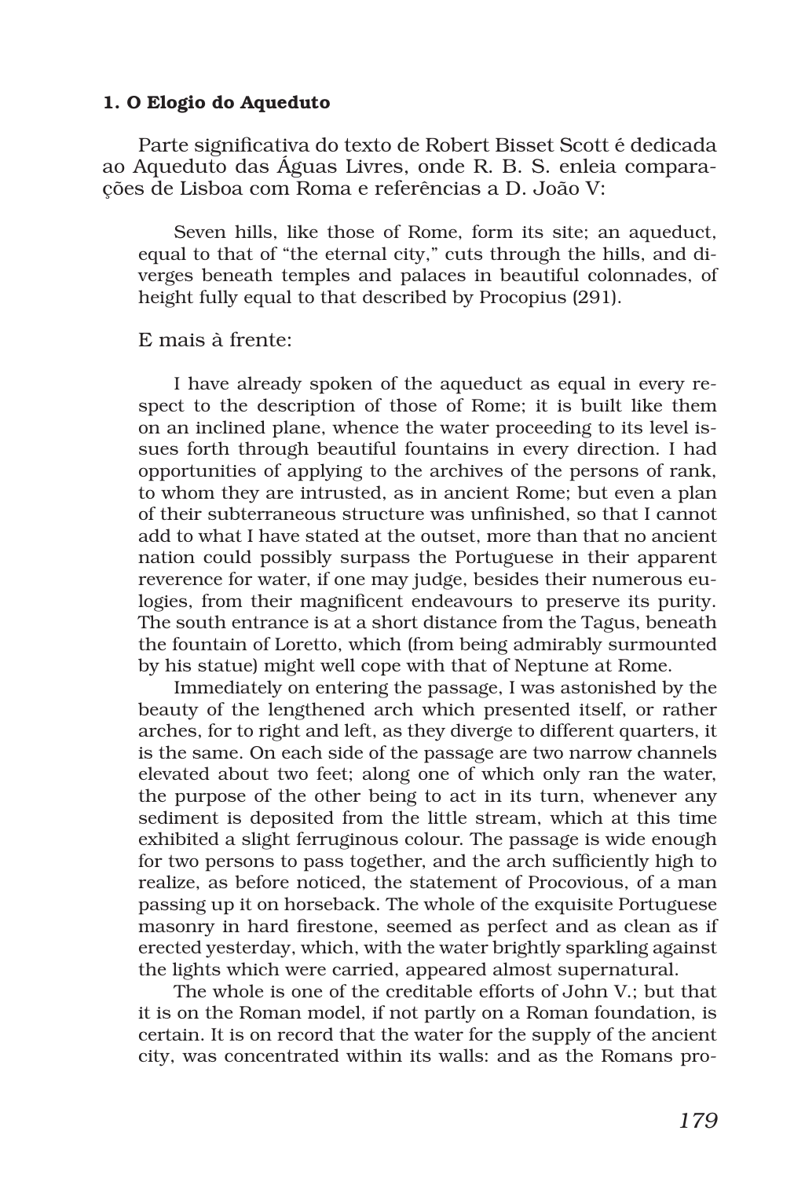### 1. O Elogio do Aqueduto

Parte significativa do texto de Robert Bisset Scott é dedicada ao Aqueduto das Águas Livres, onde R. B. S. enleia comparações de Lisboa com Roma e referências a D. João V:

> Seven hills, like those of Rome, form its site; an aqueduct, equal to that of "the eternal city," cuts through the hills, and diverges beneath temples and palaces in beautiful colonnades, of height fully equal to that described by Procopius (291).

E mais à frente:

> I have already spoken of the aqueduct as equal in every respect to the description of those of Rome; it is built like them on an inclined plane, whence the water proceeding to its level issues forth through beautiful fountains in every direction. I had opportunities of applying to the archives of the persons of rank, to whom they are intrusted, as in ancient Rome; but even a plan of their subterraneous structure was unfinished, so that I cannot add to what I have stated at the outset, more than that no ancient nation could possibly surpass the Portuguese in their apparent reverence for water, if one may judge, besides their numerous eulogies, from their magnificent endeavours to preserve its purity. The south entrance is at a short distance from the Tagus, beneath the fountain of Loretto, which (from being admirably surmounted by his statue) might well cope with that of Neptune at Rome.
>
> Immediately on entering the passage, I was astonished by the beauty of the lengthened arch which presented itself, or rather arches, for to right and left, as they diverge to different quarters, it is the same. On each side of the passage are two narrow channels elevated about two feet; along one of which only ran the water, the purpose of the other being to act in its turn, whenever any sediment is deposited from the little stream, which at this time exhibited a slight ferruginous colour. The passage is wide enough for two persons to pass together, and the arch sufficiently high to realize, as before noticed, the statement of Procovious, of a man passing up it on horseback. The whole of the exquisite Portuguese masonry in hard firestone, seemed as perfect and as clean as if erected yesterday, which, with the water brightly sparkling against the lights which were carried, appeared almost supernatural.
>
> The whole is one of the creditable efforts of John V.; but that it is on the Roman model, if not partly on a Roman foundation, is certain. It is on record that the water for the supply of the ancient city, was concentrated within its walls: and as the Romans pro-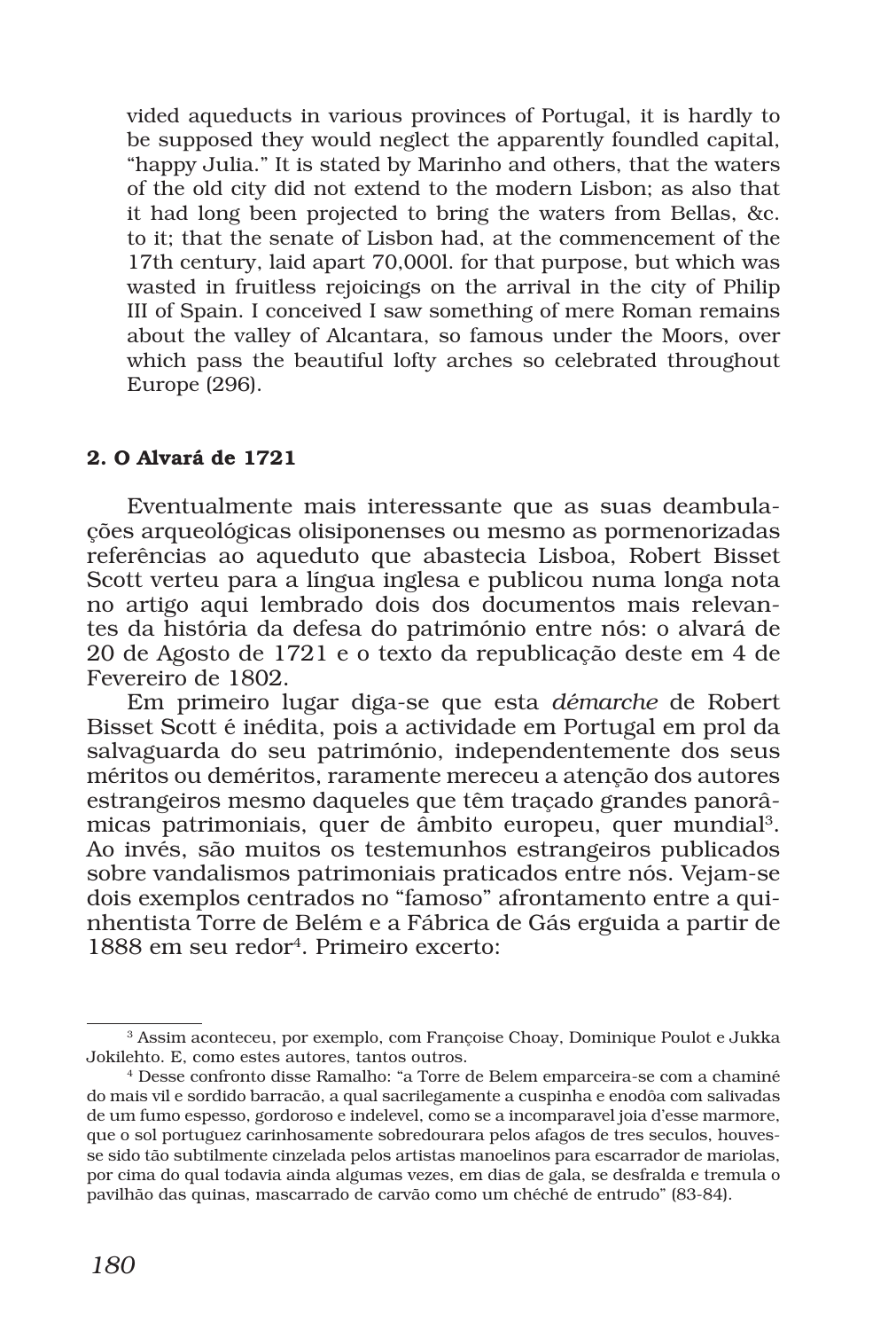vided aqueducts in various provinces of Portugal, it is hardly to be supposed they would neglect the apparently foundled capital, "happy Julia." It is stated by Marinho and others, that the waters of the old city did not extend to the modern Lisbon; as also that it had long been projected to bring the waters from Bellas, &c. to it; that the senate of Lisbon had, at the commencement of the 17th century, laid apart 70,000l. for that purpose, but which was wasted in fruitless rejoicings on the arrival in the city of Philip III of Spain. I conceived I saw something of mere Roman remains about the valley of Alcantara, so famous under the Moors, over which pass the beautiful lofty arches so celebrated throughout Europe (296).

## 2. O Alvará de 1721

Eventualmente mais interessante que as suas deambulações arqueológicas olisiponenses ou mesmo as pormenorizadas referências ao aqueduto que abastecia Lisboa, Robert Bisset Scott verteu para a língua inglesa e publicou numa longa nota no artigo aqui lembrado dois dos documentos mais relevantes da história da defesa do património entre nós: o alvará de 20 de Agosto de 1721 e o texto da republicação deste em 4 de Fevereiro de 1802.

Em primeiro lugar diga-se que esta *démarche* de Robert Bisset Scott é inédita, pois a actividade em Portugal em prol da salvaguarda do seu património, independentemente dos seus méritos ou deméritos, raramente mereceu a atenção dos autores estrangeiros mesmo daqueles que têm traçado grandes panorâmicas patrimoniais, quer de âmbito europeu, quer mundial[3]. Ao invés, são muitos os testemunhos estrangeiros publicados sobre vandalismos patrimoniais praticados entre nós. Vejam-se dois exemplos centrados no "famoso" afrontamento entre a quinhentista Torre de Belém e a Fábrica de Gás erguida a partir de 1888 em seu redor[4]. Primeiro excerto:

---

[3] Assim aconteceu, por exemplo, com Françoise Choay, Dominique Poulot e Jukka Jokilehto. E, como estes autores, tantos outros.

[4] Desse confronto disse Ramalho: "a Torre de Belem emparceira-se com a chaminé do mais vil e sordido barracão, a qual sacrilegamente a cuspinha e enodôa com salivadas de um fumo espesso, gordoroso e indelevel, como se a incomparavel joia d'esse marmore, que o sol portuguez carinhosamente sobredourara pelos afagos de tres seculos, houvesse sido tão subtilmente cinzelada pelos artistas manoelinos para escarrador de mariolas, por cima do qual todavia ainda algumas vezes, em dias de gala, se desfralda e tremula o pavilhão das quinas, mascarrado de carvão como um chéché de entrudo" (83-84).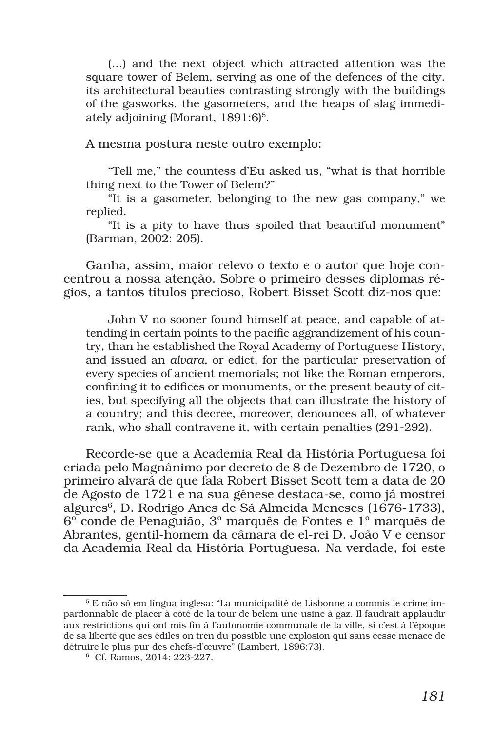> (…) and the next object which attracted attention was the square tower of Belem, serving as one of the defences of the city, its architectural beauties contrasting strongly with the buildings of the gasworks, the gasometers, and the heaps of slag immediately adjoining (Morant, 1891:6)[5].

A mesma postura neste outro exemplo:

> "Tell me," the countess d'Eu asked us, "what is that horrible thing next to the Tower of Belem?"
>
> "It is a gasometer, belonging to the new gas company," we replied.
>
> "It is a pity to have thus spoiled that beautiful monument" (Barman, 2002: 205).

Ganha, assim, maior relevo o texto e o autor que hoje concentrou a nossa atenção. Sobre o primeiro desses diplomas régios, a tantos títulos precioso, Robert Bisset Scott diz-nos que:

> John V no sooner found himself at peace, and capable of attending in certain points to the pacific aggrandizement of his country, than he established the Royal Academy of Portuguese History, and issued an *alvara*, or edict, for the particular preservation of every species of ancient memorials; not like the Roman emperors, confining it to edifices or monuments, or the present beauty of cities, but specifying all the objects that can illustrate the history of a country; and this decree, moreover, denounces all, of whatever rank, who shall contravene it, with certain penalties (291-292).

Recorde-se que a Academia Real da História Portuguesa foi criada pelo Magnânimo por decreto de 8 de Dezembro de 1720, o primeiro alvará de que fala Robert Bisset Scott tem a data de 20 de Agosto de 1721 e na sua génese destaca-se, como já mostrei algures[6], D. Rodrigo Anes de Sá Almeida Meneses (1676-1733), 6º conde de Penaguião, 3º marquês de Fontes e 1º marquês de Abrantes, gentil-homem da câmara de el-rei D. João V e censor da Academia Real da História Portuguesa. Na verdade, foi este

---

[5] E não só em língua inglesa: "La municipalité de Lisbonne a commis le crime impardonnable de placer à côté de la tour de belem une usine à gaz. Il faudrait applaudir aux restrictions qui ont mis fin à l'autonomie communale de la ville, si c'est à l'époque de sa liberté que ses édiles on tren du possible une explosion qui sans cesse menace de détruire le plus pur des chefs-d'œuvre" (Lambert, 1896:73).

[6] Cf. Ramos, 2014: 223-227.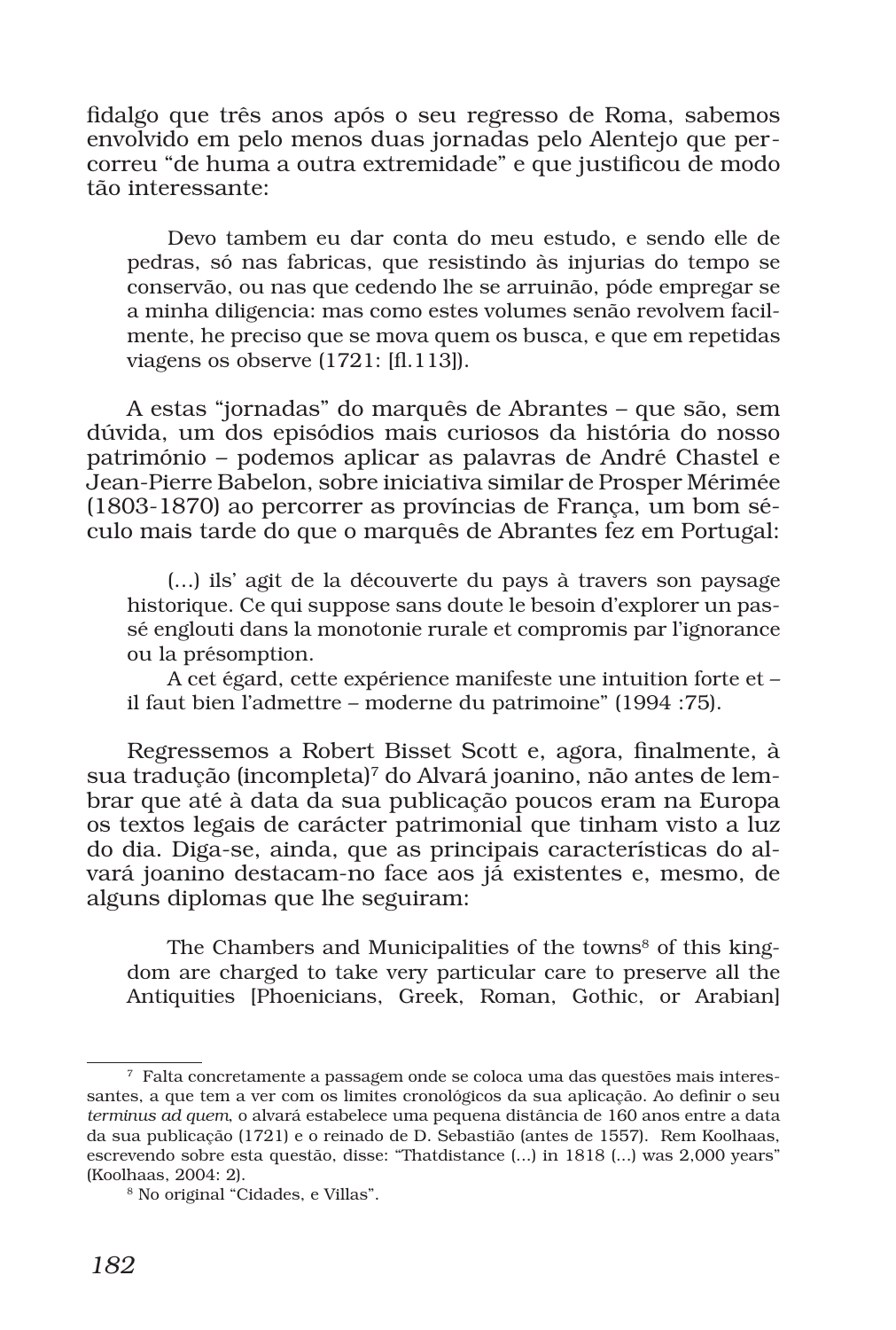fidalgo que três anos após o seu regresso de Roma, sabemos envolvido em pelo menos duas jornadas pelo Alentejo que percorreu "de huma a outra extremidade" e que justificou de modo tão interessante:

> Devo tambem eu dar conta do meu estudo, e sendo elle de pedras, só nas fabricas, que resistindo às injurias do tempo se conservão, ou nas que cedendo lhe se arruinão, póde empregar se a minha diligencia: mas como estes volumes senão revolvem facilmente, he preciso que se mova quem os busca, e que em repetidas viagens os observe (1721: [fl.113]).

A estas "jornadas" do marquês de Abrantes – que são, sem dúvida, um dos episódios mais curiosos da história do nosso património – podemos aplicar as palavras de André Chastel e Jean-Pierre Babelon, sobre iniciativa similar de Prosper Mérimée (1803-1870) ao percorrer as províncias de França, um bom século mais tarde do que o marquês de Abrantes fez em Portugal:

> (...) ils' agit de la découverte du pays à travers son paysage historique. Ce qui suppose sans doute le besoin d'explorer un passé englouti dans la monotonie rurale et compromis par l'ignorance ou la présomption.
>
> A cet égard, cette expérience manifeste une intuition forte et – il faut bien l'admettre – moderne du patrimoine" (1994 :75).

Regressemos a Robert Bisset Scott e, agora, finalmente, à sua tradução (incompleta)[7] do Alvará joanino, não antes de lembrar que até à data da sua publicação poucos eram na Europa os textos legais de carácter patrimonial que tinham visto a luz do dia. Diga-se, ainda, que as principais características do alvará joanino destacam-no face aos já existentes e, mesmo, de alguns diplomas que lhe seguiram:

> The Chambers and Municipalities of the towns[8] of this kingdom are charged to take very particular care to preserve all the Antiquities [Phoenicians, Greek, Roman, Gothic, or Arabian]

---

[7] Falta concretamente a passagem onde se coloca uma das questões mais interessantes, a que tem a ver com os limites cronológicos da sua aplicação. Ao definir o seu *terminus ad quem*, o alvará estabelece uma pequena distância de 160 anos entre a data da sua publicação (1721) e o reinado de D. Sebastião (antes de 1557). Rem Koolhaas, escrevendo sobre esta questão, disse: "Thatdistance (...) in 1818 (...) was 2,000 years" (Koolhaas, 2004: 2).

[8] No original "Cidades, e Villas".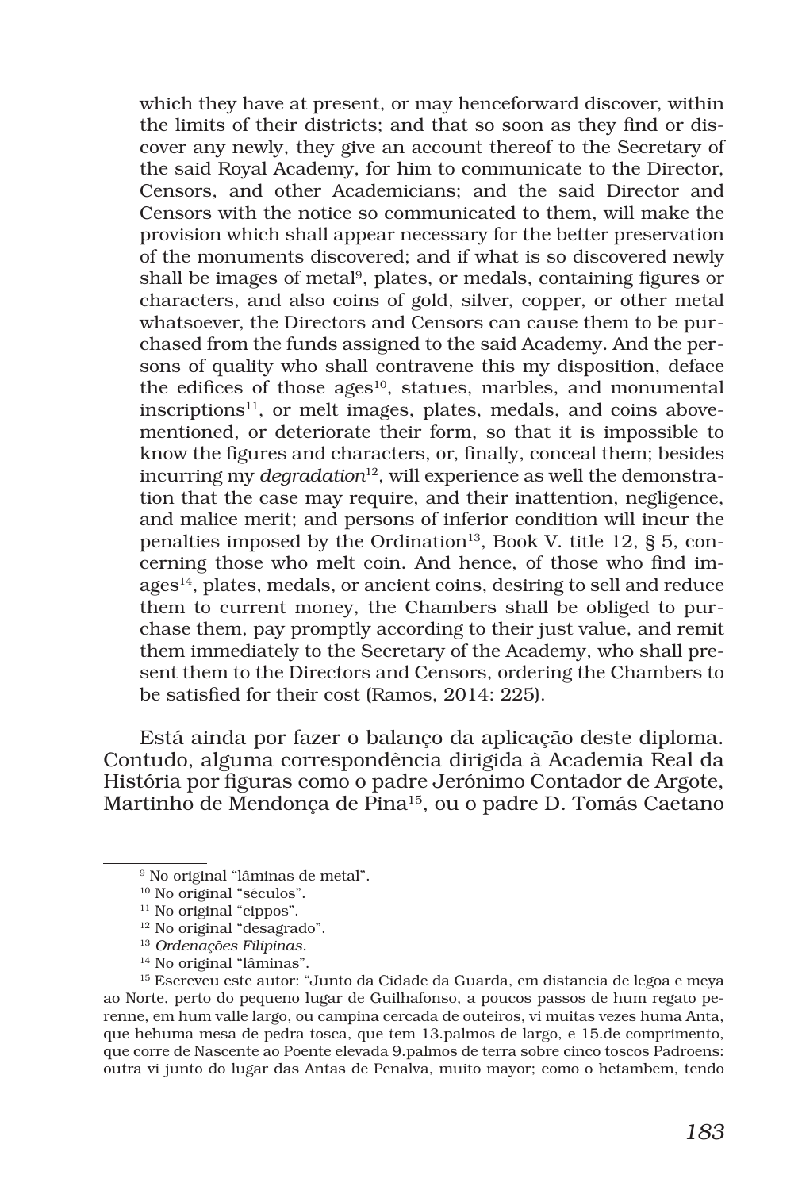which they have at present, or may henceforward discover, within the limits of their districts; and that so soon as they find or discover any newly, they give an account thereof to the Secretary of the said Royal Academy, for him to communicate to the Director, Censors, and other Academicians; and the said Director and Censors with the notice so communicated to them, will make the provision which shall appear necessary for the better preservation of the monuments discovered; and if what is so discovered newly shall be images of metal[9], plates, or medals, containing figures or characters, and also coins of gold, silver, copper, or other metal whatsoever, the Directors and Censors can cause them to be purchased from the funds assigned to the said Academy. And the persons of quality who shall contravene this my disposition, deface the edifices of those ages[10], statues, marbles, and monumental inscriptions[11], or melt images, plates, medals, and coins abovementioned, or deteriorate their form, so that it is impossible to know the figures and characters, or, finally, conceal them; besides incurring my *degradation*[12], will experience as well the demonstration that the case may require, and their inattention, negligence, and malice merit; and persons of inferior condition will incur the penalties imposed by the Ordination[13], Book V. title 12, § 5, concerning those who melt coin. And hence, of those who find images[14], plates, medals, or ancient coins, desiring to sell and reduce them to current money, the Chambers shall be obliged to purchase them, pay promptly according to their just value, and remit them immediately to the Secretary of the Academy, who shall present them to the Directors and Censors, ordering the Chambers to be satisfied for their cost (Ramos, 2014: 225).

Está ainda por fazer o balanço da aplicação deste diploma. Contudo, alguma correspondência dirigida à Academia Real da História por figuras como o padre Jerónimo Contador de Argote, Martinho de Mendonça de Pina[15], ou o padre D. Tomás Caetano

---

[9] No original "lâminas de metal".

[10] No original "séculos".

[11] No original "cippos".

[12] No original "desagrado".

[13] *Ordenações Filipinas.*

[14] No original "lâminas".

[15] Escreveu este autor: "Junto da Cidade da Guarda, em distancia de legoa e meya ao Norte, perto do pequeno lugar de Guilhafonso, a poucos passos de hum regato perenne, em hum valle largo, ou campina cercada de outeiros, vi muitas vezes huma Anta, que hehuma mesa de pedra tosca, que tem 13.palmos de largo, e 15.de comprimento, que corre de Nascente ao Poente elevada 9.palmos de terra sobre cinco toscos Padroens: outra vi junto do lugar das Antas de Penalva, muito mayor; como o hetambem, tendo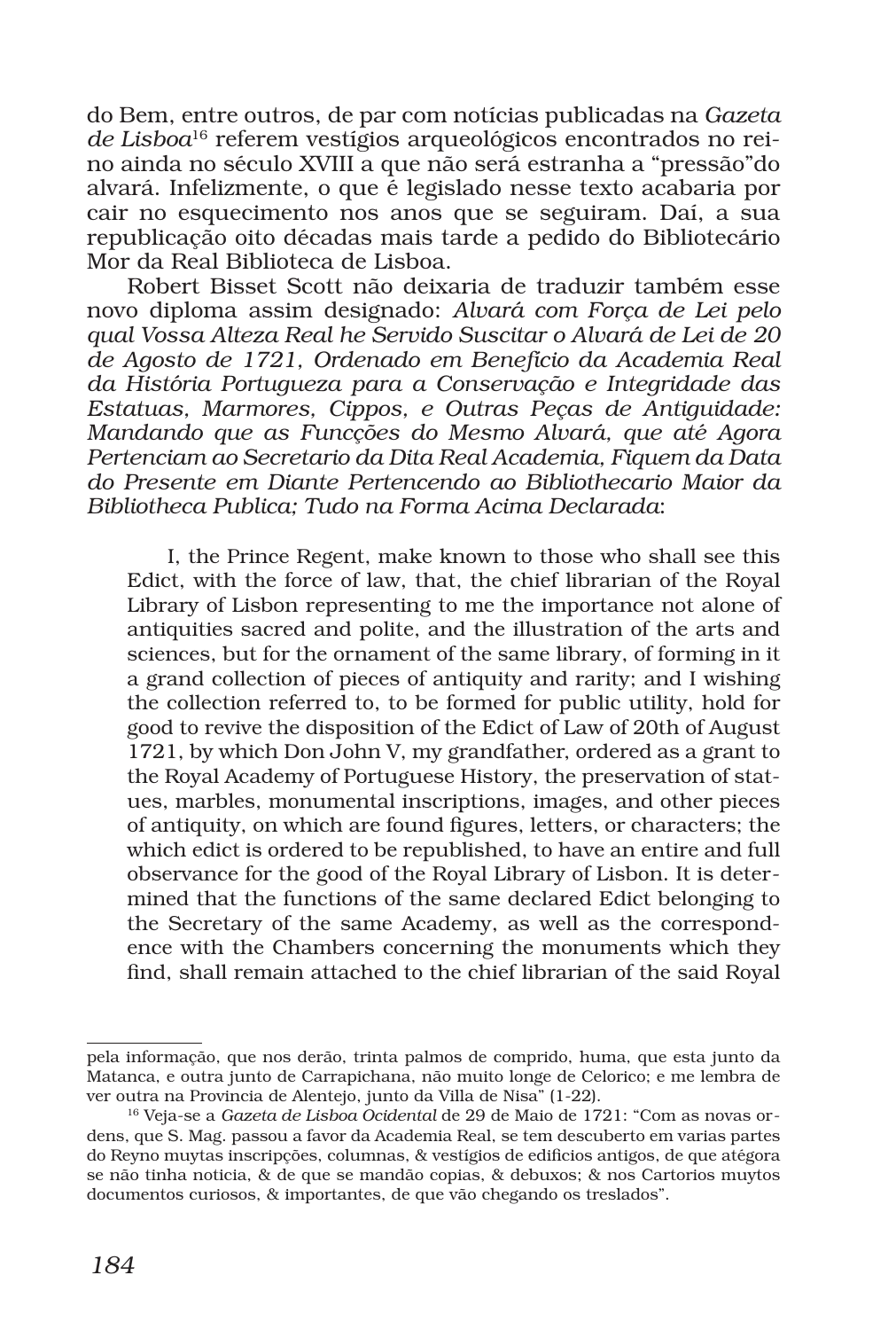do Bem, entre outros, de par com notícias publicadas na *Gazeta de Lisboa*[16] referem vestígios arqueológicos encontrados no reino ainda no século XVIII a que não será estranha a "pressão"do alvará. Infelizmente, o que é legislado nesse texto acabaria por cair no esquecimento nos anos que se seguiram. Daí, a sua republicação oito décadas mais tarde a pedido do Bibliotecário Mor da Real Biblioteca de Lisboa.

Robert Bisset Scott não deixaria de traduzir também esse novo diploma assim designado: *Alvará com Força de Lei pelo qual Vossa Alteza Real he Servido Suscitar o Alvará de Lei de 20 de Agosto de 1721, Ordenado em Benefício da Academia Real da História Portugueza para a Conservação e Integridade das Estatuas, Marmores, Cippos, e Outras Peças de Antiguidade: Mandando que as Funcções do Mesmo Alvará, que até Agora Pertenciam ao Secretario da Dita Real Academia, Fiquem da Data do Presente em Diante Pertencendo ao Bibliothecario Maior da Bibliotheca Publica; Tudo na Forma Acima Declarada*:

> I, the Prince Regent, make known to those who shall see this Edict, with the force of law, that, the chief librarian of the Royal Library of Lisbon representing to me the importance not alone of antiquities sacred and polite, and the illustration of the arts and sciences, but for the ornament of the same library, of forming in it a grand collection of pieces of antiquity and rarity; and I wishing the collection referred to, to be formed for public utility, hold for good to revive the disposition of the Edict of Law of 20th of August 1721, by which Don John V, my grandfather, ordered as a grant to the Royal Academy of Portuguese History, the preservation of statues, marbles, monumental inscriptions, images, and other pieces of antiquity, on which are found figures, letters, or characters; the which edict is ordered to be republished, to have an entire and full observance for the good of the Royal Library of Lisbon. It is determined that the functions of the same declared Edict belonging to the Secretary of the same Academy, as well as the correspondence with the Chambers concerning the monuments which they find, shall remain attached to the chief librarian of the said Royal

---

pela informação, que nos derão, trinta palmos de comprido, huma, que esta junto da Matanca, e outra junto de Carrapichana, não muito longe de Celorico; e me lembra de ver outra na Provincia de Alentejo, junto da Villa de Nisa" (1-22).

[16] Veja-se a *Gazeta de Lisboa Ocidental* de 29 de Maio de 1721: "Com as novas ordens, que S. Mag. passou a favor da Academia Real, se tem descuberto em varias partes do Reyno muytas inscripções, columnas, & vestígios de edificios antigos, de que atégora se não tinha noticia, & de que se mandão copias, & debuxos; & nos Cartorios muytos documentos curiosos, & importantes, de que vão chegando os treslados".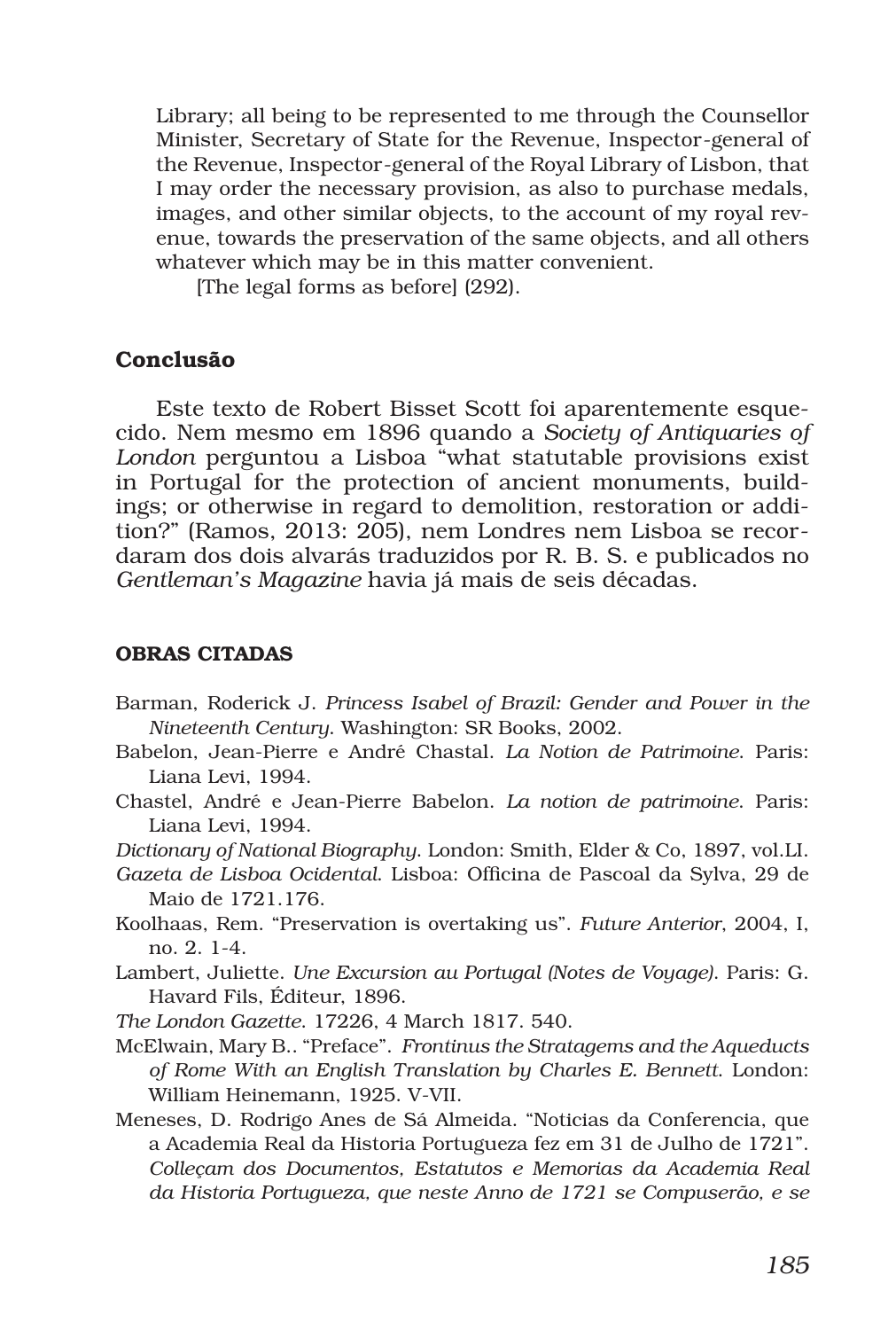Library; all being to be represented to me through the Counsellor Minister, Secretary of State for the Revenue, Inspector-general of the Revenue, Inspector-general of the Royal Library of Lisbon, that I may order the necessary provision, as also to purchase medals, images, and other similar objects, to the account of my royal revenue, towards the preservation of the same objects, and all others whatever which may be in this matter convenient.

[The legal forms as before] (292).

## Conclusão

Este texto de Robert Bisset Scott foi aparentemente esquecido. Nem mesmo em 1896 quando a *Society of Antiquaries of London* perguntou a Lisboa "what statutable provisions exist in Portugal for the protection of ancient monuments, buildings; or otherwise in regard to demolition, restoration or addition?" (Ramos, 2013: 205), nem Londres nem Lisboa se recordaram dos dois alvarás traduzidos por R. B. S. e publicados no *Gentleman's Magazine* havia já mais de seis décadas.

### OBRAS CITADAS

Barman, Roderick J. *Princess Isabel of Brazil: Gender and Power in the Nineteenth Century*. Washington: SR Books, 2002.

Babelon, Jean-Pierre e André Chastal. *La Notion de Patrimoine*. Paris: Liana Levi, 1994.

Chastel, André e Jean-Pierre Babelon. *La notion de patrimoine*. Paris: Liana Levi, 1994.

*Dictionary of National Biography*. London: Smith, Elder & Co, 1897, vol.LI.

*Gazeta de Lisboa Ocidental*. Lisboa: Officina de Pascoal da Sylva, 29 de Maio de 1721.176.

Koolhaas, Rem. "Preservation is overtaking us". *Future Anterior*, 2004, I, no. 2. 1-4.

Lambert, Juliette. *Une Excursion au Portugal (Notes de Voyage)*. Paris: G. Havard Fils, Éditeur, 1896.

*The London Gazette*. 17226, 4 March 1817. 540.

McElwain, Mary B.. "Preface". *Frontinus the Stratagems and the Aqueducts of Rome With an English Translation by Charles E. Bennett*. London: William Heinemann, 1925. V-VII.

Meneses, D. Rodrigo Anes de Sá Almeida. "Noticias da Conferencia, que a Academia Real da Historia Portugueza fez em 31 de Julho de 1721". *Colleçam dos Documentos, Estatutos e Memorias da Academia Real da Historia Portugueza, que neste Anno de 1721 se Compuserão, e se*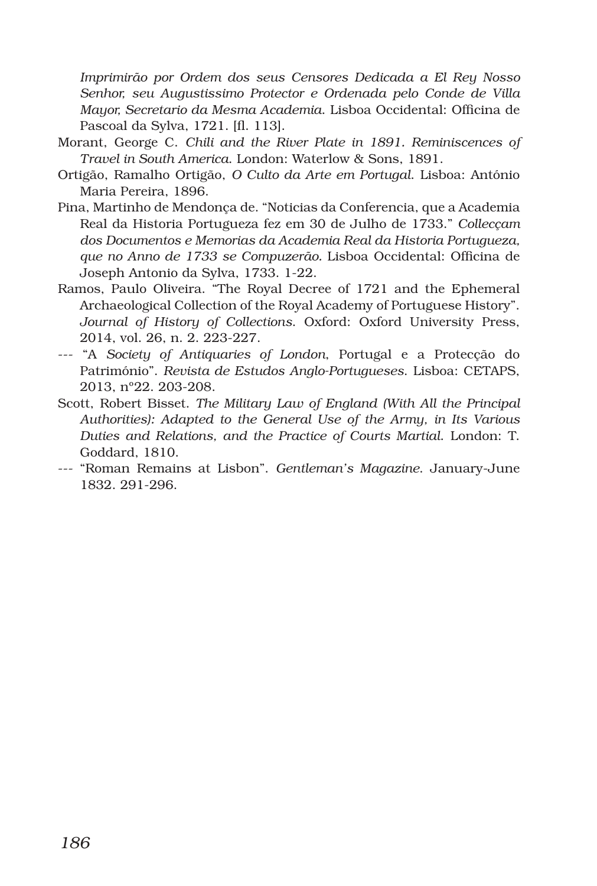*Imprimirão por Ordem dos seus Censores Dedicada a El Rey Nosso Senhor, seu Augustissimo Protector e Ordenada pelo Conde de Villa Mayor, Secretario da Mesma Academia*. Lisboa Occidental: Officina de Pascoal da Sylva, 1721. [fl. 113].

Morant, George C. *Chili and the River Plate in 1891. Reminiscences of Travel in South America*. London: Waterlow & Sons, 1891.

Ortigão, Ramalho Ortigão, *O Culto da Arte em Portugal*. Lisboa: António Maria Pereira, 1896.

Pina, Martinho de Mendonça de. "Noticias da Conferencia, que a Academia Real da Historia Portugueza fez em 30 de Julho de 1733." *Collecçam dos Documentos e Memorias da Academia Real da Historia Portugueza, que no Anno de 1733 se Compuzerão.* Lisboa Occidental: Officina de Joseph Antonio da Sylva, 1733. 1-22.

Ramos, Paulo Oliveira. "The Royal Decree of 1721 and the Ephemeral Archaeological Collection of the Royal Academy of Portuguese History". *Journal of History of Collections*. Oxford: Oxford University Press, 2014, vol. 26, n. 2. 223-227.

--- "A *Society of Antiquaries of London*, Portugal e a Protecção do Património". *Revista de Estudos Anglo-Portugueses*. Lisboa: CETAPS, 2013, nº22. 203-208.

Scott, Robert Bisset. *The Military Law of England (With All the Principal Authorities): Adapted to the General Use of the Army, in Its Various Duties and Relations, and the Practice of Courts Martial*. London: T. Goddard, 1810.

--- "Roman Remains at Lisbon". *Gentleman's Magazine*. January-June 1832. 291-296.